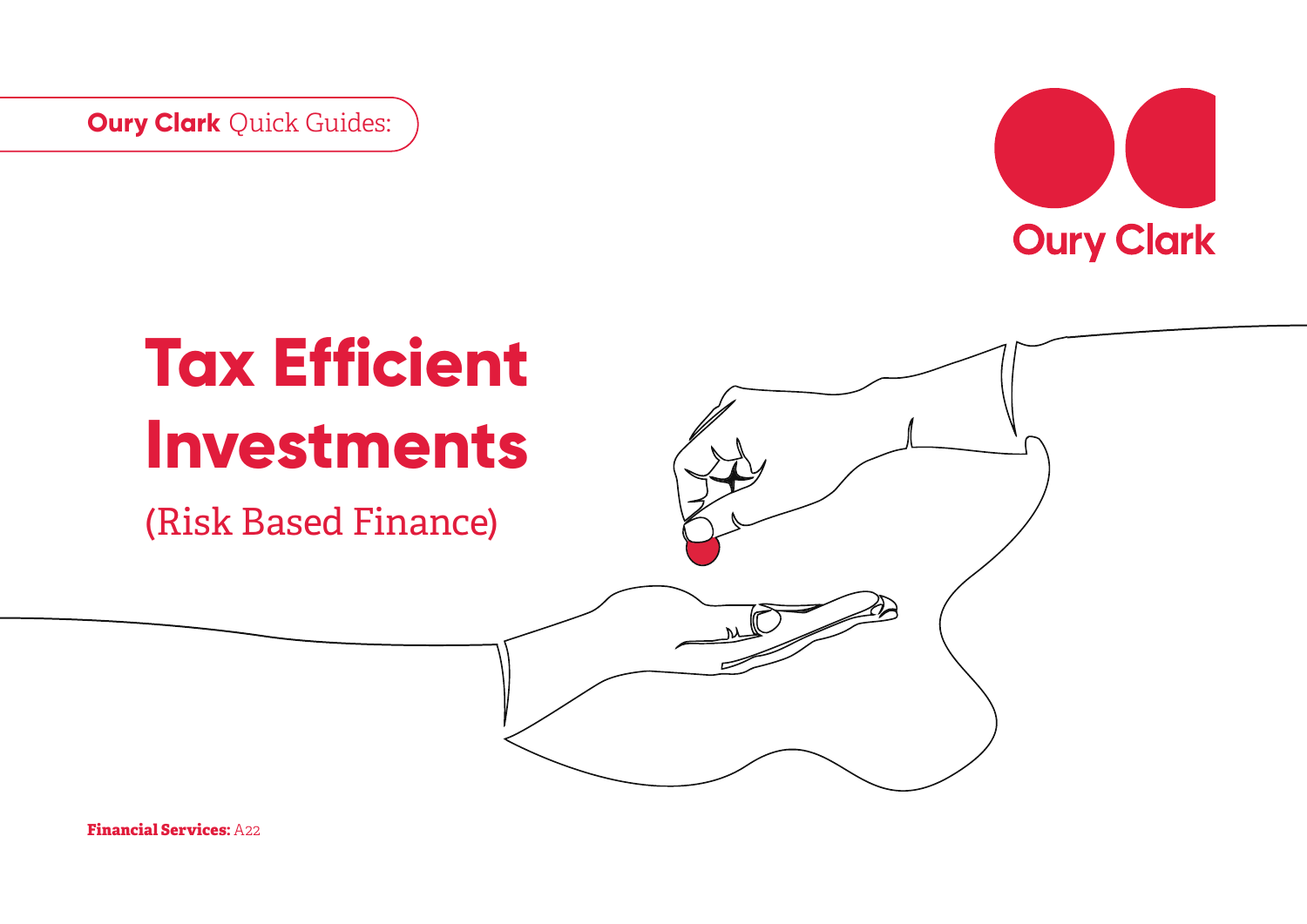**Oury Clark** Quick Guides:

Oury Clark

# Tax Efficient Investments

(Risk Based Finance)

**Financial Services:** A22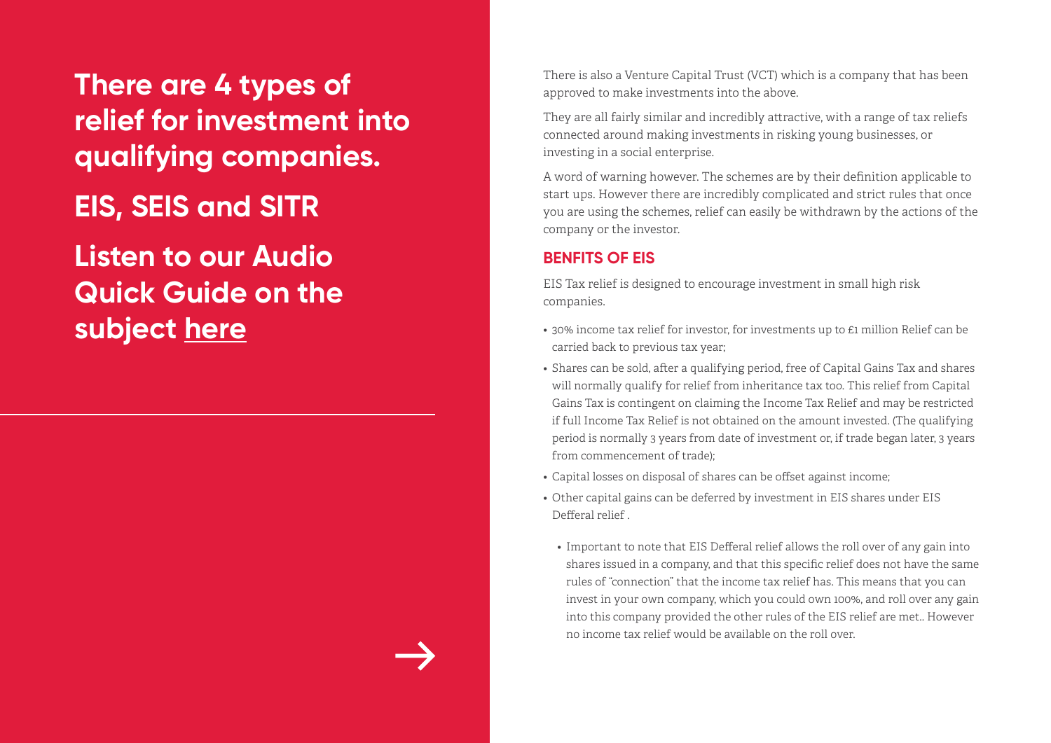# There are 4 types of relief for investment into qualifying companies.

# EIS, SEIS and SITR

# Listen to our Audio Quick Guide on the subject here

There is also a Venture Capital Trust (VCT) which is a company that has been approved to make investments into the above.

They are all fairly similar and incredibly attractive, with a range of tax reliefs connected around making investments in risking young businesses, or investing in a social enterprise.

A word of warning however. The schemes are by their definition applicable to start ups. However there are incredibly complicated and strict rules that once you are using the schemes, relief can easily be withdrawn by the actions of the company or the investor.

## BENFITS OF EIS

EIS Tax relief is designed to encourage investment in small high risk companies.

- 30% income tax relief for investor, for investments up to £1 million Relief can be carried back to previous tax year;
- Shares can be sold, after a qualifying period, free of Capital Gains Tax and shares will normally qualify for relief from inheritance tax too. This relief from Capital Gains Tax is contingent on claiming the Income Tax Relief and may be restricted if full Income Tax Relief is not obtained on the amount invested. (The qualifying period is normally 3 years from date of investment or, if trade began later, 3 years from commencement of trade);
- Capital losses on disposal of shares can be offset against income;
- Other capital gains can be deferred by investment in EIS shares under EIS Defferal relief .
  - Important to note that EIS Defferal relief allows the roll over of any gain into shares issued in a company, and that this specific relief does not have the same rules of "connection" that the income tax relief has. This means that you can invest in your own company, which you could own 100%, and roll over any gain into this company provided the other rules of the EIS relief are met.. However no income tax relief would be available on the roll over.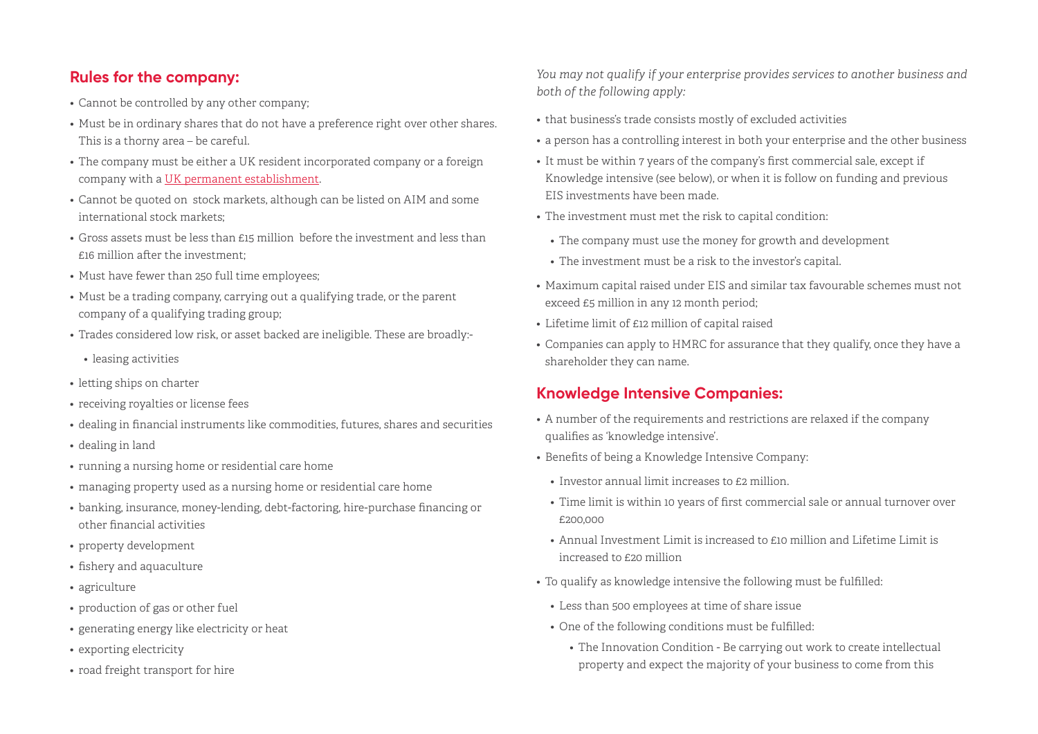## Rules for the company:

- Cannot be controlled by any other company;
- Must be in ordinary shares that do not have a preference right over other shares. This is a thorny area – be careful.
- The company must be either a UK resident incorporated company or a foreign company with a UK permanent establishment.
- Cannot be quoted on stock markets, although can be listed on AIM and some international stock markets;
- Gross assets must be less than £15 million before the investment and less than £16 million after the investment;
- Must have fewer than 250 full time employees;
- Must be a trading company, carrying out a qualifying trade, or the parent company of a qualifying trading group;
- Trades considered low risk, or asset backed are ineligible. These are broadly:-
  - leasing activities
- letting ships on charter
- receiving royalties or license fees
- dealing in financial instruments like commodities, futures, shares and securities
- dealing in land
- running a nursing home or residential care home
- managing property used as a nursing home or residential care home
- banking, insurance, money-lending, debt-factoring, hire-purchase financing or other financial activities
- property development
- fishery and aquaculture
- agriculture
- production of gas or other fuel
- generating energy like electricity or heat
- exporting electricity
- road freight transport for hire

*You may not qualify if your enterprise provides services to another business and both of the following apply:*

- that business's trade consists mostly of excluded activities
- a person has a controlling interest in both your enterprise and the other business
- It must be within 7 years of the company's first commercial sale, except if Knowledge intensive (see below), or when it is follow on funding and previous EIS investments have been made.
- The investment must met the risk to capital condition:
  - The company must use the money for growth and development
  - The investment must be a risk to the investor's capital.
- Maximum capital raised under EIS and similar tax favourable schemes must not exceed £5 million in any 12 month period;
- Lifetime limit of £12 million of capital raised
- Companies can apply to HMRC for assurance that they qualify, once they have a shareholder they can name.

## Knowledge Intensive Companies:

- A number of the requirements and restrictions are relaxed if the company qualifies as 'knowledge intensive'.
- Benefits of being a Knowledge Intensive Company:
  - Investor annual limit increases to £2 million.
  - Time limit is within 10 years of first commercial sale or annual turnover over £200,000
  - Annual Investment Limit is increased to £10 million and Lifetime Limit is increased to £20 million
- To qualify as knowledge intensive the following must be fulfilled:
  - Less than 500 employees at time of share issue
  - One of the following conditions must be fulfilled:
    - The Innovation Condition - Be carrying out work to create intellectual property and expect the majority of your business to come from this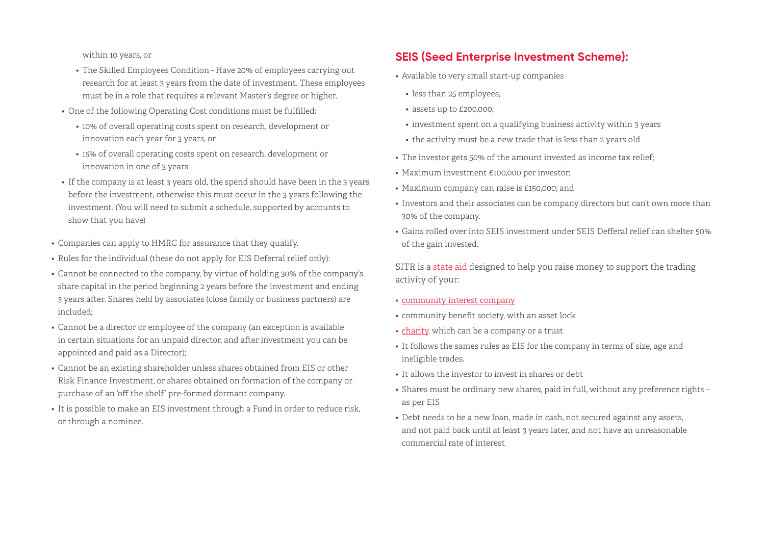within 10 years, or

- The Skilled Employees Condition - Have 20% of employees carrying out research for at least 3 years from the date of investment. These employees must be in a role that requires a relevant Master's degree or higher.

- One of the following Operating Cost conditions must be fulfilled:
  - 10% of overall operating costs spent on research, development or innovation each year for 3 years, or
  - 15% of overall operating costs spent on research, development or innovation in one of 3 years
- If the company is at least 3 years old, the spend should have been in the 3 years before the investment, otherwise this must occur in the 3 years following the investment. (You will need to submit a schedule, supported by accounts to show that you have)

- Companies can apply to HMRC for assurance that they qualify.
- Rules for the individual (these do not apply for EIS Deferral relief only):
- Cannot be connected to the company, by virtue of holding 30% of the company's share capital in the period beginning 2 years before the investment and ending 3 years after. Shares held by associates (close family or business partners) are included;
- Cannot be a director or employee of the company (an exception is available in certain situations for an unpaid director, and after investment you can be appointed and paid as a Director);
- Cannot be an existing shareholder unless shares obtained from EIS or other Risk Finance Investment, or shares obtained on formation of the company or purchase of an 'off the shelf' pre-formed dormant company.
- It is possible to make an EIS investment through a Fund in order to reduce risk, or through a nominee.

## SEIS (Seed Enterprise Investment Scheme):

- Available to very small start-up companies
  - less than 25 employees,
  - assets up to £200,000;
  - investment spent on a qualifying business activity within 3 years
  - the activity must be a new trade that is less than 2 years old
- The investor gets 50% of the amount invested as income tax relief;
- Maximum investment £100,000 per investor;
- Maximum company can raise is £150,000; and
- Investors and their associates can be company directors but can't own more than 30% of the company.
- Gains rolled over into SEIS investment under SEIS Defferal relief can shelter 50% of the gain invested.

SITR is a state aid designed to help you raise money to support the trading activity of your:

- community interest company
- community benefit society, with an asset lock
- charity, which can be a company or a trust
- It follows the sames rules as EIS for the company in terms of size, age and ineligible trades.
- It allows the investor to invest in shares or debt
- Shares must be ordinary new shares, paid in full, without any preference rights – as per EIS
- Debt needs to be a new loan, made in cash, not secured against any assets, and not paid back until at least 3 years later, and not have an unreasonable commercial rate of interest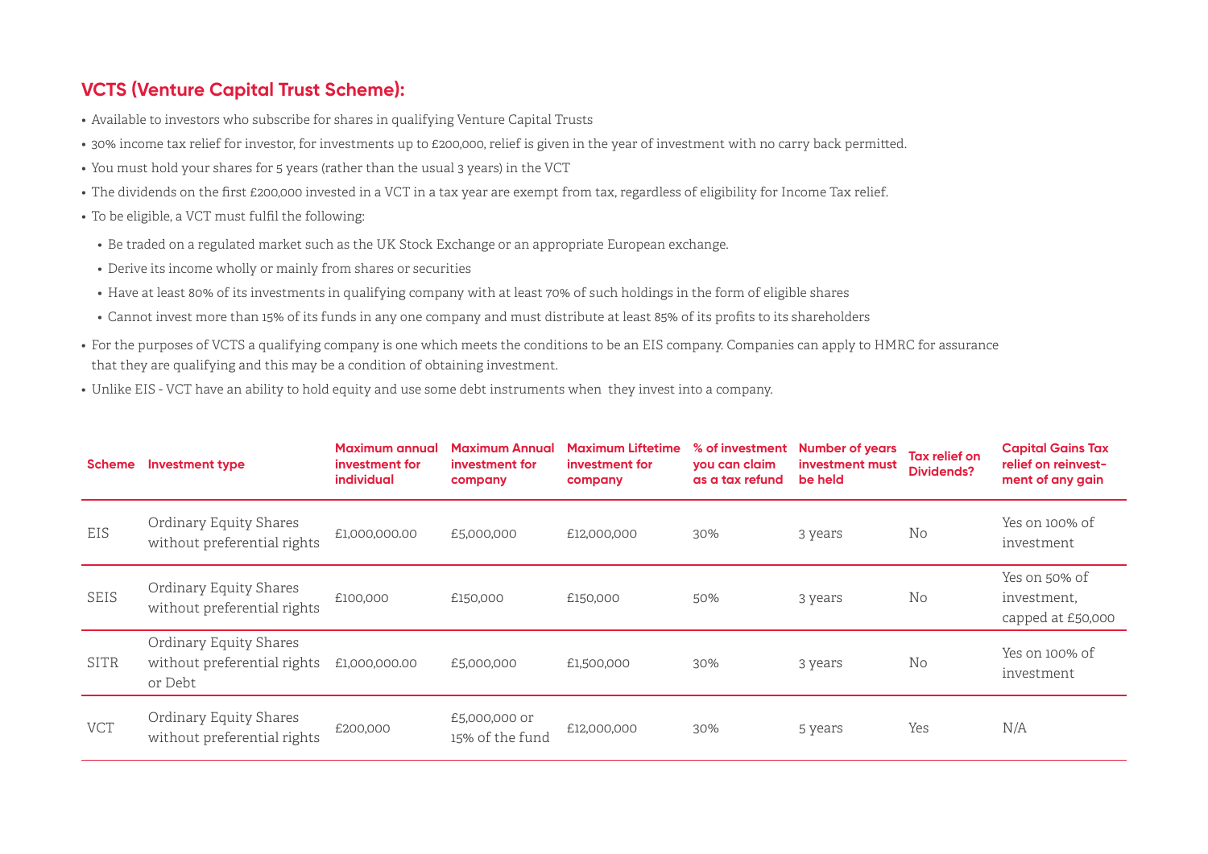## VCTS (Venture Capital Trust Scheme):

- Available to investors who subscribe for shares in qualifying Venture Capital Trusts
- 30% income tax relief for investor, for investments up to £200,000, relief is given in the year of investment with no carry back permitted.
- You must hold your shares for 5 years (rather than the usual 3 years) in the VCT
- The dividends on the first £200,000 invested in a VCT in a tax year are exempt from tax, regardless of eligibility for Income Tax relief.
- To be eligible, a VCT must fulfil the following:
  - Be traded on a regulated market such as the UK Stock Exchange or an appropriate European exchange.
  - Derive its income wholly or mainly from shares or securities
  - Have at least 80% of its investments in qualifying company with at least 70% of such holdings in the form of eligible shares
  - Cannot invest more than 15% of its funds in any one company and must distribute at least 85% of its profits to its shareholders
- For the purposes of VCTS a qualifying company is one which meets the conditions to be an EIS company. Companies can apply to HMRC for assurance that they are qualifying and this may be a condition of obtaining investment.
- Unlike EIS - VCT have an ability to hold equity and use some debt instruments when they invest into a company.

| Scheme | Investment type | Maximum annual investment for individual | Maximum Annual investment for company | Maximum Liftetime investment for company | % of investment you can claim as a tax refund | Number of years investment must be held | Tax relief on Dividends? | Capital Gains Tax relief on reinvestment of any gain |
|---|---|---|---|---|---|---|---|---|
| EIS | Ordinary Equity Shares without preferential rights | £1,000,000.00 | £5,000,000 | £12,000,000 | 30% | 3 years | No | Yes on 100% of investment |
| SEIS | Ordinary Equity Shares without preferential rights | £100,000 | £150,000 | £150,000 | 50% | 3 years | No | Yes on 50% of investment, capped at £50,000 |
| SITR | Ordinary Equity Shares without preferential rights or Debt | £1,000,000.00 | £5,000,000 | £1,500,000 | 30% | 3 years | No | Yes on 100% of investment |
| VCT | Ordinary Equity Shares without preferential rights | £200,000 | £5,000,000 or 15% of the fund | £12,000,000 | 30% | 5 years | Yes | N/A |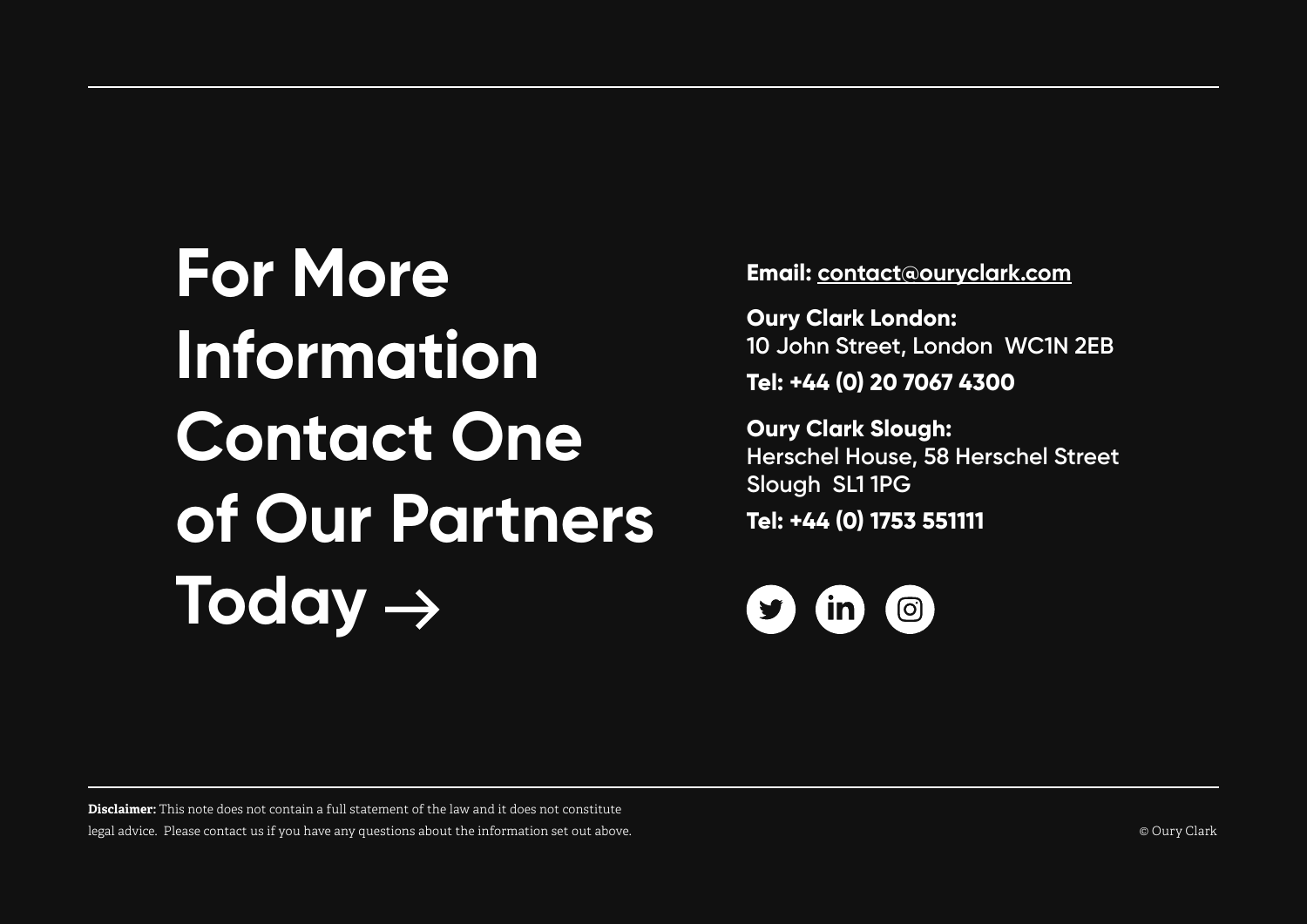# For More Information Contact One of Our Partners Today →

**Email:** contact@ouryclark.com

**Oury Clark London:**
10 John Street, London WC1N 2EB
**Tel: +44 (0) 20 7067 4300**

**Oury Clark Slough:**
Herschel House, 58 Herschel Street
Slough SL1 1PG
**Tel: +44 (0) 1753 551111**

**Disclaimer:** This note does not contain a full statement of the law and it does not constitute legal advice. Please contact us if you have any questions about the information set out above.

© Oury Clark